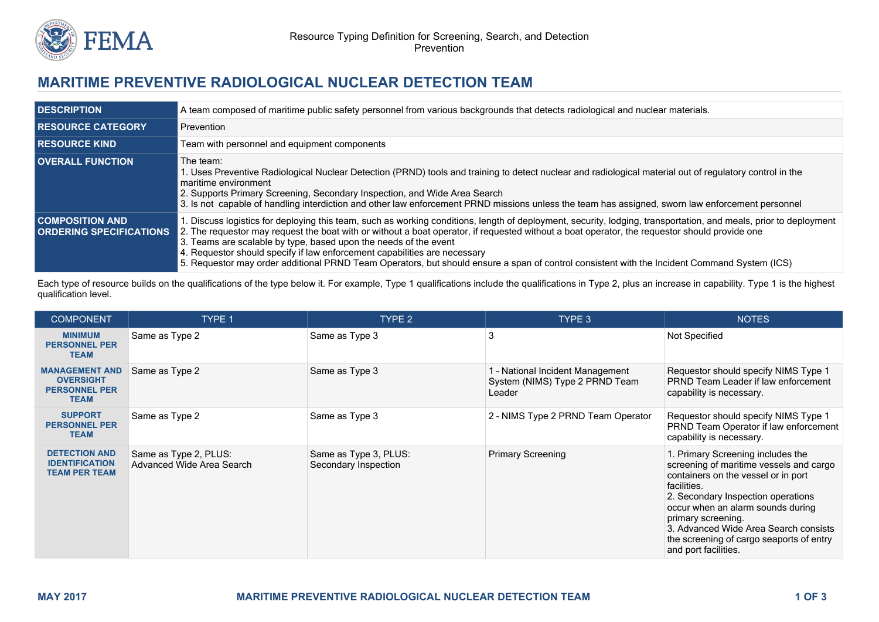Resource Typing Definition for Screening, Search, and Detection
Prevention

# MARITIME PREVENTIVE RADIOLOGICAL NUCLEAR DETECTION TEAM

| | |
|---|---|
| **DESCRIPTION** | A team composed of maritime public safety personnel from various backgrounds that detects radiological and nuclear materials. |
| **RESOURCE CATEGORY** | Prevention |
| **RESOURCE KIND** | Team with personnel and equipment components |
| **OVERALL FUNCTION** | The team:<br>1. Uses Preventive Radiological Nuclear Detection (PRND) tools and training to detect nuclear and radiological material out of regulatory control in the maritime environment<br>2. Supports Primary Screening, Secondary Inspection, and Wide Area Search<br>3. Is not capable of handling interdiction and other law enforcement PRND missions unless the team has assigned, sworn law enforcement personnel |
| **COMPOSITION AND ORDERING SPECIFICATIONS** | 1. Discuss logistics for deploying this team, such as working conditions, length of deployment, security, lodging, transportation, and meals, prior to deployment<br>2. The requestor may request the boat with or without a boat operator, if requested without a boat operator, the requestor should provide one<br>3. Teams are scalable by type, based upon the needs of the event<br>4. Requestor should specify if law enforcement capabilities are necessary<br>5. Requestor may order additional PRND Team Operators, but should ensure a span of control consistent with the Incident Command System (ICS) |

Each type of resource builds on the qualifications of the type below it. For example, Type 1 qualifications include the qualifications in Type 2, plus an increase in capability. Type 1 is the highest qualification level.

| COMPONENT | TYPE 1 | TYPE 2 | TYPE 3 | NOTES |
|---|---|---|---|---|
| **MINIMUM PERSONNEL PER TEAM** | Same as Type 2 | Same as Type 3 | 3 | Not Specified |
| **MANAGEMENT AND OVERSIGHT PERSONNEL PER TEAM** | Same as Type 2 | Same as Type 3 | 1 - National Incident Management System (NIMS) Type 2 PRND Team Leader | Requestor should specify NIMS Type 1 PRND Team Leader if law enforcement capability is necessary. |
| **SUPPORT PERSONNEL PER TEAM** | Same as Type 2 | Same as Type 3 | 2 - NIMS Type 2 PRND Team Operator | Requestor should specify NIMS Type 1 PRND Team Operator if law enforcement capability is necessary. |
| **DETECTION AND IDENTIFICATION TEAM PER TEAM** | Same as Type 2, PLUS:<br>Advanced Wide Area Search | Same as Type 3, PLUS:<br>Secondary Inspection | Primary Screening | 1. Primary Screening includes the screening of maritime vessels and cargo containers on the vessel or in port facilities.<br>2. Secondary Inspection operations occur when an alarm sounds during primary screening.<br>3. Advanced Wide Area Search consists the screening of cargo seaports of entry and port facilities. |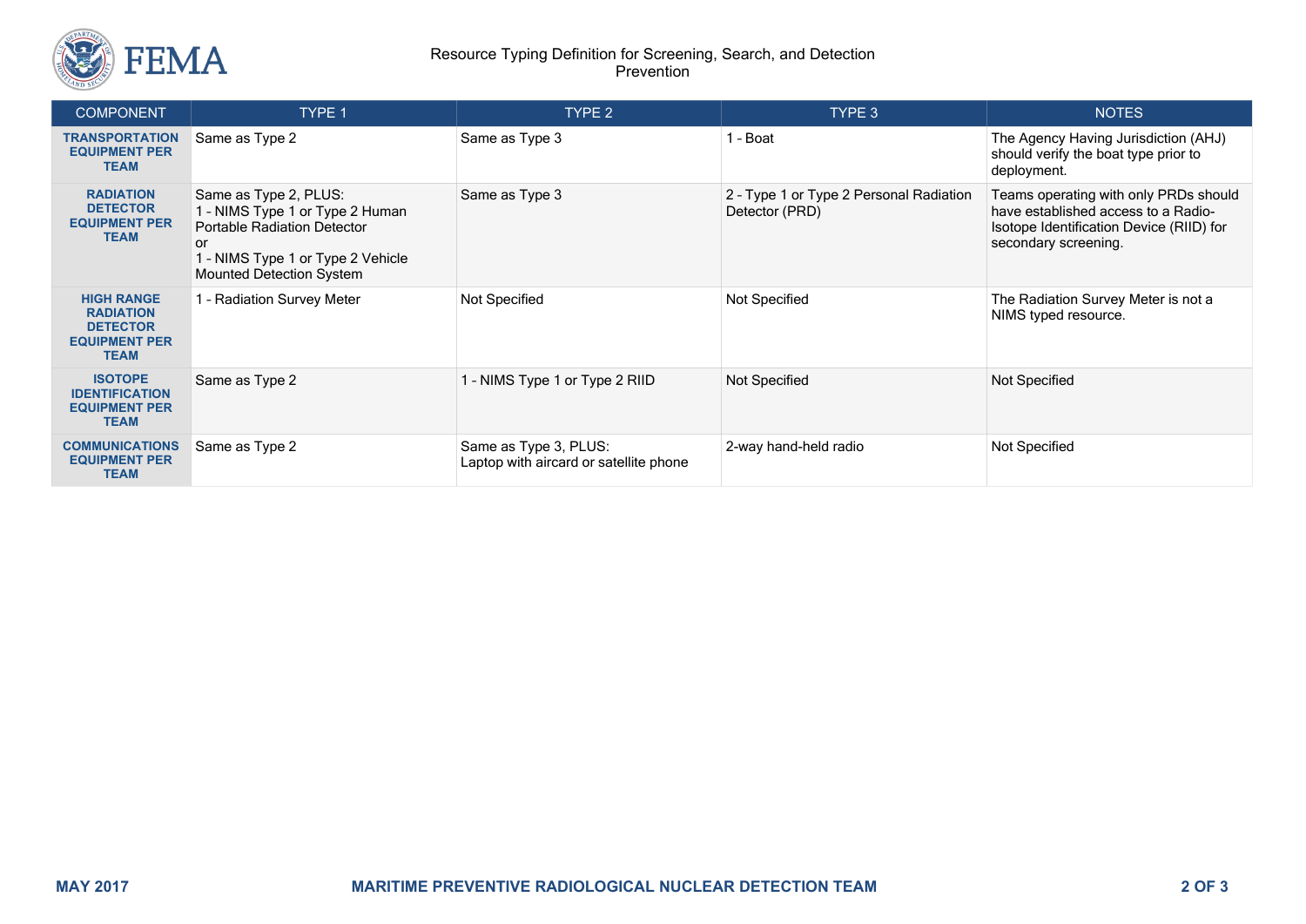| COMPONENT | TYPE 1 | TYPE 2 | TYPE 3 | NOTES |
|---|---|---|---|---|
| **TRANSPORTATION EQUIPMENT PER TEAM** | Same as Type 2 | Same as Type 3 | 1 - Boat | The Agency Having Jurisdiction (AHJ) should verify the boat type prior to deployment. |
| **RADIATION DETECTOR EQUIPMENT PER TEAM** | Same as Type 2, PLUS:<br>1 - NIMS Type 1 or Type 2 Human Portable Radiation Detector<br>or<br>1 - NIMS Type 1 or Type 2 Vehicle Mounted Detection System | Same as Type 3 | 2 - Type 1 or Type 2 Personal Radiation Detector (PRD) | Teams operating with only PRDs should have established access to a Radio-Isotope Identification Device (RIID) for secondary screening. |
| **HIGH RANGE RADIATION DETECTOR EQUIPMENT PER TEAM** | 1 - Radiation Survey Meter | Not Specified | Not Specified | The Radiation Survey Meter is not a NIMS typed resource. |
| **ISOTOPE IDENTIFICATION EQUIPMENT PER TEAM** | Same as Type 2 | 1 - NIMS Type 1 or Type 2 RIID | Not Specified | Not Specified |
| **COMMUNICATIONS EQUIPMENT PER TEAM** | Same as Type 2 | Same as Type 3, PLUS:<br>Laptop with aircard or satellite phone | 2-way hand-held radio | Not Specified |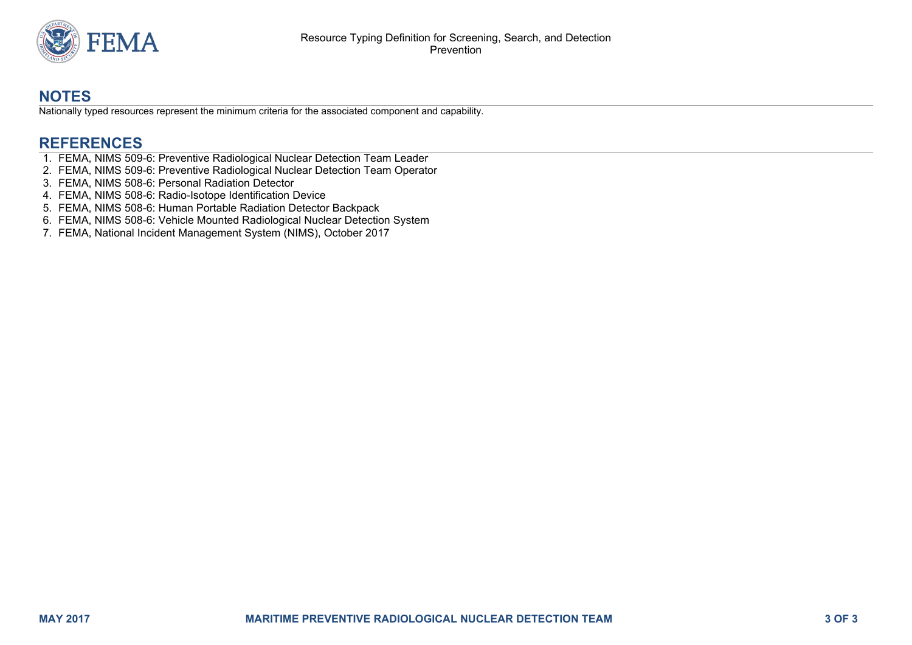## NOTES

Nationally typed resources represent the minimum criteria for the associated component and capability.

## REFERENCES

1. FEMA, NIMS 509-6: Preventive Radiological Nuclear Detection Team Leader
2. FEMA, NIMS 509-6: Preventive Radiological Nuclear Detection Team Operator
3. FEMA, NIMS 508-6: Personal Radiation Detector
4. FEMA, NIMS 508-6: Radio-Isotope Identification Device
5. FEMA, NIMS 508-6: Human Portable Radiation Detector Backpack
6. FEMA, NIMS 508-6: Vehicle Mounted Radiological Nuclear Detection System
7. FEMA, National Incident Management System (NIMS), October 2017